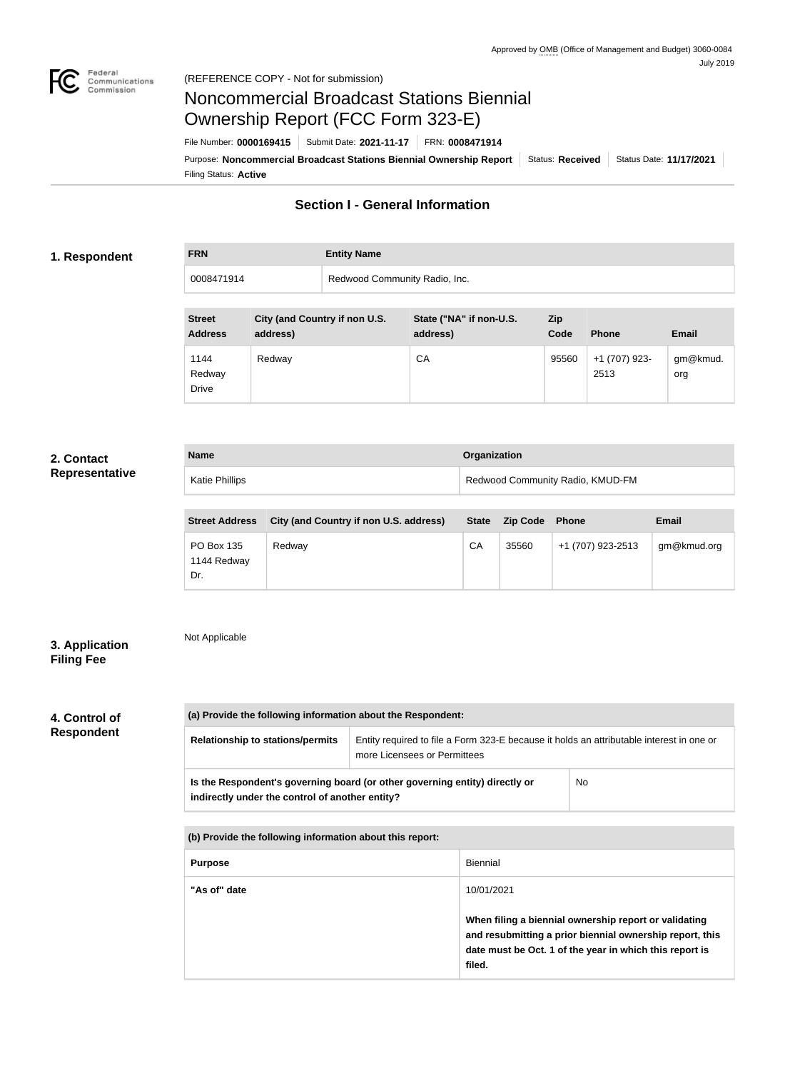Approved by OMB (Office of Management and Budget) 3060-0084
July 2019

(REFERENCE COPY - Not for submission)

# Noncommercial Broadcast Stations Biennial Ownership Report (FCC Form 323-E)

File Number: **0000169415** | Submit Date: **2021-11-17** | FRN: **0008471914**

Purpose: **Noncommercial Broadcast Stations Biennial Ownership Report** | Status: **Received** | Status Date: **11/17/2021**

Filing Status: **Active**

## Section I - General Information

### 1. Respondent

| FRN | Entity Name |
| --- | --- |
| 0008471914 | Redwood Community Radio, Inc. |

| Street Address | City (and Country if non U.S. address) | State ("NA" if non-U.S. address) | Zip Code | Phone | Email |
| --- | --- | --- | --- | --- | --- |
| 1144 Redway Drive | Redway | CA | 95560 | +1 (707) 923-2513 | gm@kmud.org |

### 2. Contact Representative

| Name | Organization |
| --- | --- |
| Katie Phillips | Redwood Community Radio, KMUD-FM |

| Street Address | City (and Country if non U.S. address) | State | Zip Code | Phone | Email |
| --- | --- | --- | --- | --- | --- |
| PO Box 135 1144 Redway Dr. | Redway | CA | 35560 | +1 (707) 923-2513 | gm@kmud.org |

### 3. Application Filing Fee

Not Applicable

### 4. Control of Respondent

| (a) Provide the following information about the Respondent: | |
| --- | --- |
| Relationship to stations/permits | Entity required to file a Form 323-E because it holds an attributable interest in one or more Licensees or Permittees |
| Is the Respondent's governing board (or other governing entity) directly or indirectly under the control of another entity? | No |

| (b) Provide the following information about this report: | |
| --- | --- |
| Purpose | Biennial |
| "As of" date | 10/01/2021<br><br>**When filing a biennial ownership report or validating and resubmitting a prior biennial ownership report, this date must be Oct. 1 of the year in which this report is filed.** |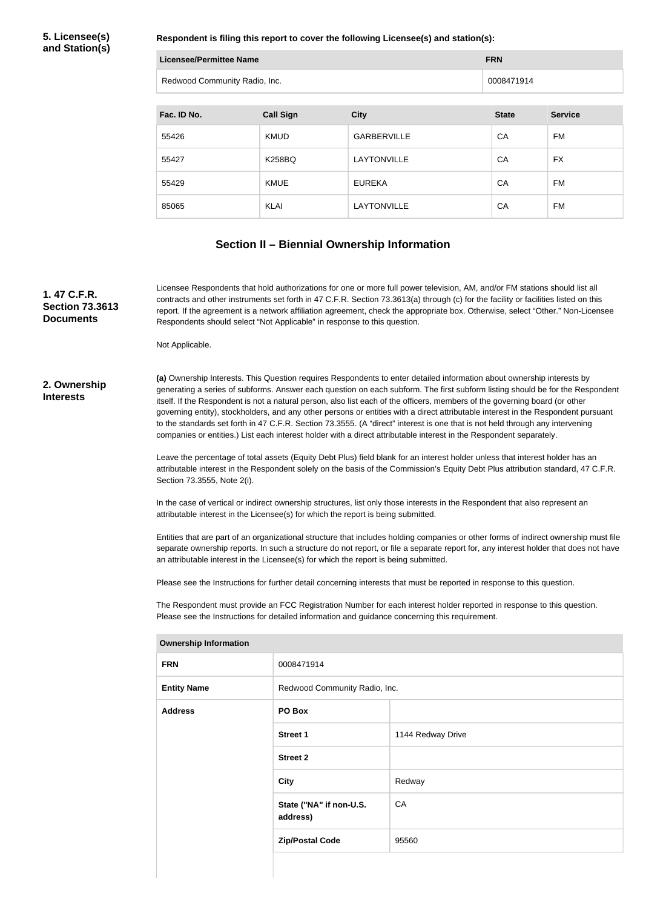**5. Licensee(s) and Station(s)**

**Respondent is filing this report to cover the following Licensee(s) and station(s):**

| Licensee/Permittee Name | FRN |
|---|---|
| Redwood Community Radio, Inc. | 0008471914 |

| Fac. ID No. | Call Sign | City | State | Service |
|---|---|---|---|---|
| 55426 | KMUD | GARBERVILLE | CA | FM |
| 55427 | K258BQ | LAYTONVILLE | CA | FX |
| 55429 | KMUE | EUREKA | CA | FM |
| 85065 | KLAI | LAYTONVILLE | CA | FM |

## Section II – Biennial Ownership Information

**1. 47 C.F.R. Section 73.3613 Documents**

Licensee Respondents that hold authorizations for one or more full power television, AM, and/or FM stations should list all contracts and other instruments set forth in 47 C.F.R. Section 73.3613(a) through (c) for the facility or facilities listed on this report. If the agreement is a network affiliation agreement, check the appropriate box. Otherwise, select "Other." Non-Licensee Respondents should select "Not Applicable" in response to this question.

Not Applicable.

**2. Ownership Interests**

**(a)** Ownership Interests. This Question requires Respondents to enter detailed information about ownership interests by generating a series of subforms. Answer each question on each subform. The first subform listing should be for the Respondent itself. If the Respondent is not a natural person, also list each of the officers, members of the governing board (or other governing entity), stockholders, and any other persons or entities with a direct attributable interest in the Respondent pursuant to the standards set forth in 47 C.F.R. Section 73.3555. (A "direct" interest is one that is not held through any intervening companies or entities.) List each interest holder with a direct attributable interest in the Respondent separately.

Leave the percentage of total assets (Equity Debt Plus) field blank for an interest holder unless that interest holder has an attributable interest in the Respondent solely on the basis of the Commission's Equity Debt Plus attribution standard, 47 C.F.R. Section 73.3555, Note 2(i).

In the case of vertical or indirect ownership structures, list only those interests in the Respondent that also represent an attributable interest in the Licensee(s) for which the report is being submitted.

Entities that are part of an organizational structure that includes holding companies or other forms of indirect ownership must file separate ownership reports. In such a structure do not report, or file a separate report for, any interest holder that does not have an attributable interest in the Licensee(s) for which the report is being submitted.

Please see the Instructions for further detail concerning interests that must be reported in response to this question.

The Respondent must provide an FCC Registration Number for each interest holder reported in response to this question. Please see the Instructions for detailed information and guidance concerning this requirement.

| Ownership Information | | |
|---|---|---|
| **FRN** | 0008471914 | |
| **Entity Name** | Redwood Community Radio, Inc. | |
| **Address** | **PO Box** | |
| | **Street 1** | 1144 Redway Drive |
| | **Street 2** | |
| | **City** | Redway |
| | **State ("NA" if non-U.S. address)** | CA |
| | **Zip/Postal Code** | 95560 |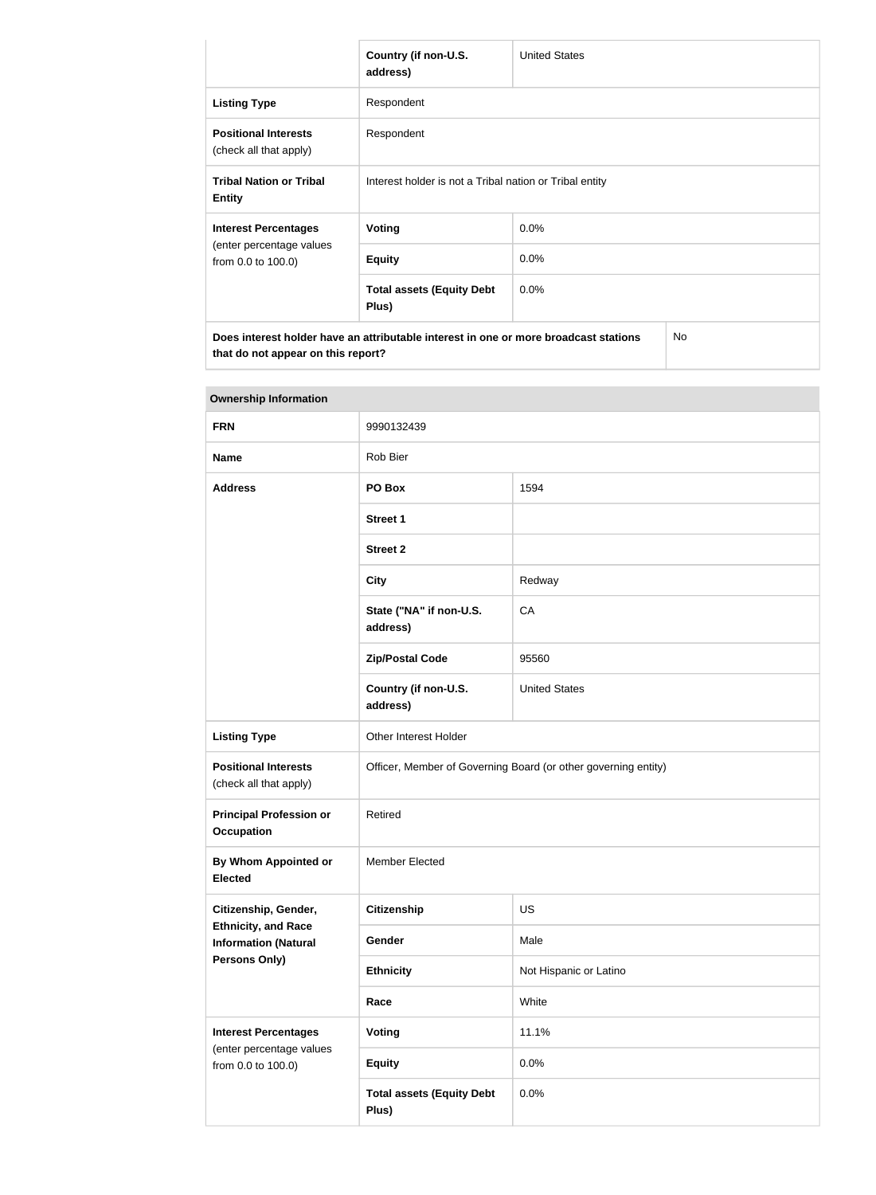| | | |
|---|---|---|
| | **Country (if non-U.S. address)** | United States |
| **Listing Type** | Respondent | |
| **Positional Interests** (check all that apply) | Respondent | |
| **Tribal Nation or Tribal Entity** | Interest holder is not a Tribal nation or Tribal entity | |
| **Interest Percentages** (enter percentage values from 0.0 to 100.0) | **Voting** | 0.0% |
| | **Equity** | 0.0% |
| | **Total assets (Equity Debt Plus)** | 0.0% |
| **Does interest holder have an attributable interest in one or more broadcast stations that do not appear on this report?** | | No |

| **Ownership Information** | | |
|---|---|---|
| **FRN** | 9990132439 | |
| **Name** | Rob Bier | |
| **Address** | **PO Box** | 1594 |
| | **Street 1** | |
| | **Street 2** | |
| | **City** | Redway |
| | **State ("NA" if non-U.S. address)** | CA |
| | **Zip/Postal Code** | 95560 |
| | **Country (if non-U.S. address)** | United States |
| **Listing Type** | Other Interest Holder | |
| **Positional Interests** (check all that apply) | Officer, Member of Governing Board (or other governing entity) | |
| **Principal Profession or Occupation** | Retired | |
| **By Whom Appointed or Elected** | Member Elected | |
| **Citizenship, Gender, Ethnicity, and Race Information (Natural Persons Only)** | **Citizenship** | US |
| | **Gender** | Male |
| | **Ethnicity** | Not Hispanic or Latino |
| | **Race** | White |
| **Interest Percentages** (enter percentage values from 0.0 to 100.0) | **Voting** | 11.1% |
| | **Equity** | 0.0% |
| | **Total assets (Equity Debt Plus)** | 0.0% |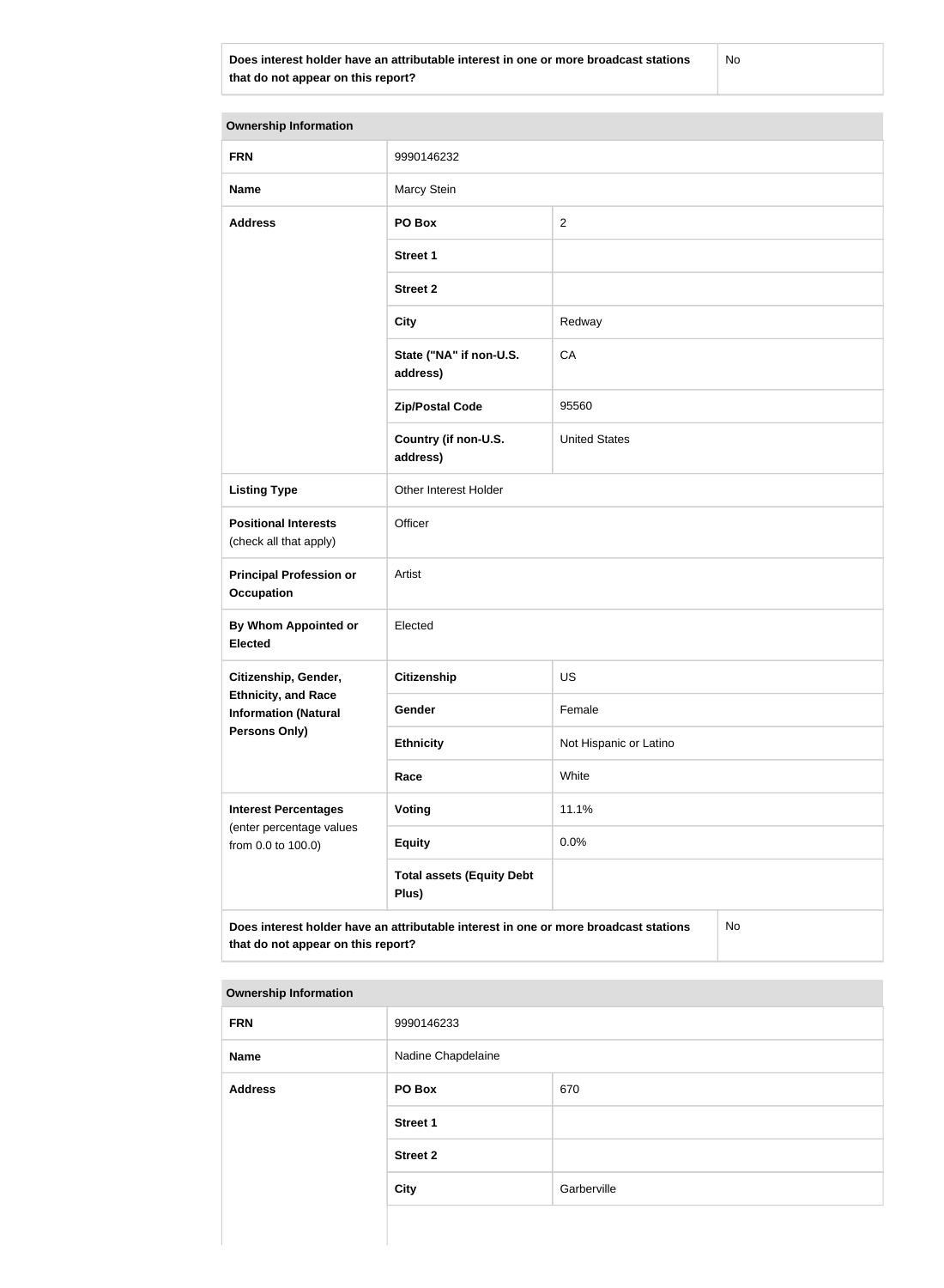| Does interest holder have an attributable interest in one or more broadcast stations that do not appear on this report? | No |
|---|---|

| Ownership Information | | |
|---|---|---|
| **FRN** | 9990146232 | |
| **Name** | Marcy Stein | |
| **Address** | **PO Box** | 2 |
| | **Street 1** | |
| | **Street 2** | |
| | **City** | Redway |
| | **State ("NA" if non-U.S. address)** | CA |
| | **Zip/Postal Code** | 95560 |
| | **Country (if non-U.S. address)** | United States |
| **Listing Type** | Other Interest Holder | |
| **Positional Interests** (check all that apply) | Officer | |
| **Principal Profession or Occupation** | Artist | |
| **By Whom Appointed or Elected** | Elected | |
| **Citizenship, Gender, Ethnicity, and Race Information (Natural Persons Only)** | **Citizenship** | US |
| | **Gender** | Female |
| | **Ethnicity** | Not Hispanic or Latino |
| | **Race** | White |
| **Interest Percentages** (enter percentage values from 0.0 to 100.0) | **Voting** | 11.1% |
| | **Equity** | 0.0% |
| | **Total assets (Equity Debt Plus)** | |
| **Does interest holder have an attributable interest in one or more broadcast stations that do not appear on this report?** | | No |

| Ownership Information | | |
|---|---|---|
| **FRN** | 9990146233 | |
| **Name** | Nadine Chapdelaine | |
| **Address** | **PO Box** | 670 |
| | **Street 1** | |
| | **Street 2** | |
| | **City** | Garberville |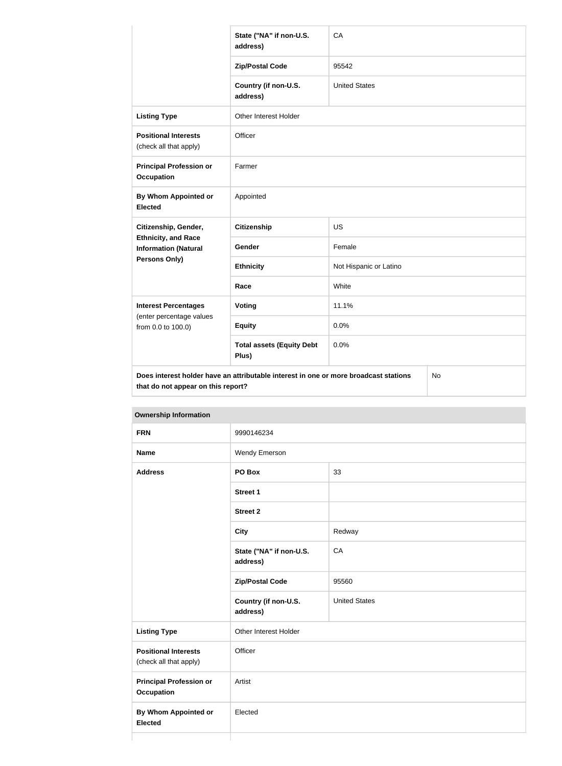| | | |
|---|---|---|
| | **State ("NA" if non-U.S. address)** | CA |
| | **Zip/Postal Code** | 95542 |
| | **Country (if non-U.S. address)** | United States |
| **Listing Type** | Other Interest Holder | |
| **Positional Interests** (check all that apply) | Officer | |
| **Principal Profession or Occupation** | Farmer | |
| **By Whom Appointed or Elected** | Appointed | |
| **Citizenship, Gender, Ethnicity, and Race Information (Natural Persons Only)** | **Citizenship** | US |
| | **Gender** | Female |
| | **Ethnicity** | Not Hispanic or Latino |
| | **Race** | White |
| **Interest Percentages** (enter percentage values from 0.0 to 100.0) | **Voting** | 11.1% |
| | **Equity** | 0.0% |
| | **Total assets (Equity Debt Plus)** | 0.0% |
| **Does interest holder have an attributable interest in one or more broadcast stations that do not appear on this report?** | | No |

| **Ownership Information** | | |
|---|---|---|
| **FRN** | 9990146234 | |
| **Name** | Wendy Emerson | |
| **Address** | **PO Box** | 33 |
| | **Street 1** | |
| | **Street 2** | |
| | **City** | Redway |
| | **State ("NA" if non-U.S. address)** | CA |
| | **Zip/Postal Code** | 95560 |
| | **Country (if non-U.S. address)** | United States |
| **Listing Type** | Other Interest Holder | |
| **Positional Interests** (check all that apply) | Officer | |
| **Principal Profession or Occupation** | Artist | |
| **By Whom Appointed or Elected** | Elected | |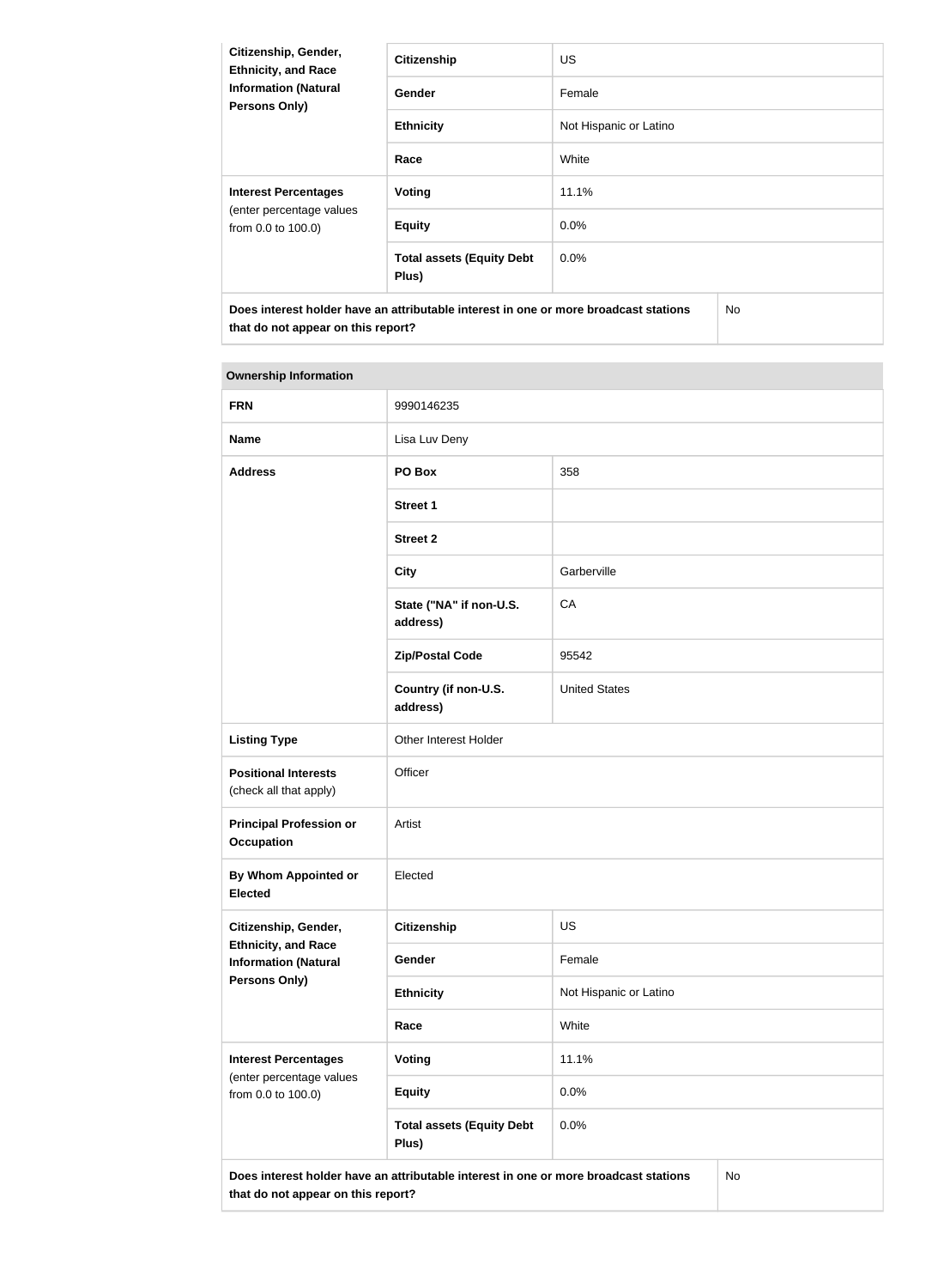| Citizenship, Gender, Ethnicity, and Race Information (Natural Persons Only) | Citizenship | US | |
|---|---|---|---|
| | Gender | Female | |
| | Ethnicity | Not Hispanic or Latino | |
| | Race | White | |
| **Interest Percentages** (enter percentage values from 0.0 to 100.0) | Voting | 11.1% | |
| | Equity | 0.0% | |
| | Total assets (Equity Debt Plus) | 0.0% | |
| Does interest holder have an attributable interest in one or more broadcast stations that do not appear on this report? | | | No |

| Ownership Information | | | |
|---|---|---|---|
| **FRN** | 9990146235 | | |
| **Name** | Lisa Luv Deny | | |
| **Address** | PO Box | 358 | |
| | Street 1 | | |
| | Street 2 | | |
| | City | Garberville | |
| | State ("NA" if non-U.S. address) | CA | |
| | Zip/Postal Code | 95542 | |
| | Country (if non-U.S. address) | United States | |
| **Listing Type** | Other Interest Holder | | |
| **Positional Interests** (check all that apply) | Officer | | |
| **Principal Profession or Occupation** | Artist | | |
| **By Whom Appointed or Elected** | Elected | | |
| **Citizenship, Gender, Ethnicity, and Race Information (Natural Persons Only)** | Citizenship | US | |
| | Gender | Female | |
| | Ethnicity | Not Hispanic or Latino | |
| | Race | White | |
| **Interest Percentages** (enter percentage values from 0.0 to 100.0) | Voting | 11.1% | |
| | Equity | 0.0% | |
| | Total assets (Equity Debt Plus) | 0.0% | |
| **Does interest holder have an attributable interest in one or more broadcast stations that do not appear on this report?** | | | No |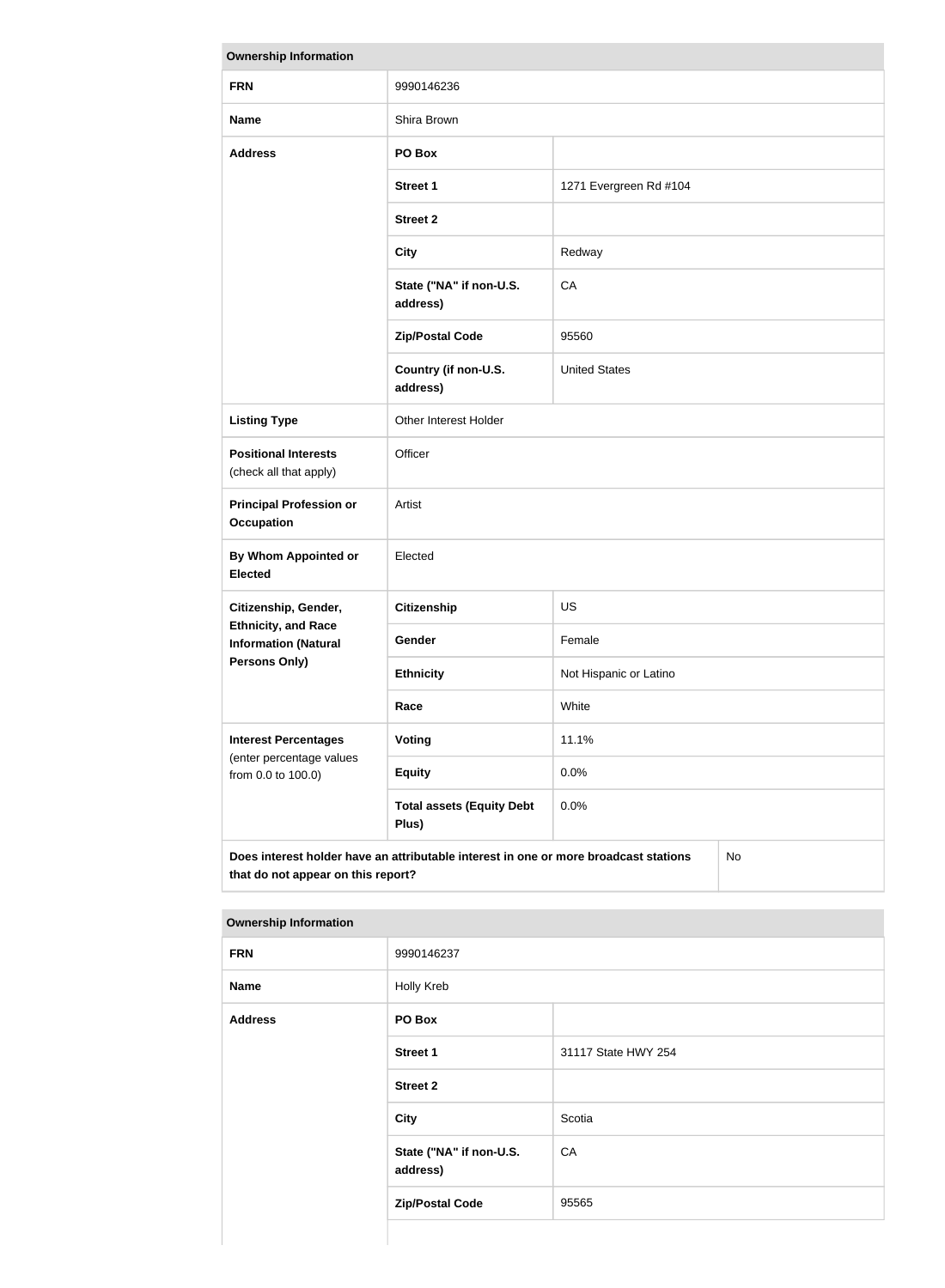**Ownership Information**

| Field | | |
|---|---|---|
| **FRN** | 9990146236 | |
| **Name** | Shira Brown | |
| **Address** | **PO Box** | |
| | **Street 1** | 1271 Evergreen Rd #104 |
| | **Street 2** | |
| | **City** | Redway |
| | **State ("NA" if non-U.S. address)** | CA |
| | **Zip/Postal Code** | 95560 |
| | **Country (if non-U.S. address)** | United States |
| **Listing Type** | Other Interest Holder | |
| **Positional Interests** (check all that apply) | Officer | |
| **Principal Profession or Occupation** | Artist | |
| **By Whom Appointed or Elected** | Elected | |
| **Citizenship, Gender, Ethnicity, and Race Information (Natural Persons Only)** | **Citizenship** | US |
| | **Gender** | Female |
| | **Ethnicity** | Not Hispanic or Latino |
| | **Race** | White |
| **Interest Percentages** (enter percentage values from 0.0 to 100.0) | **Voting** | 11.1% |
| | **Equity** | 0.0% |
| | **Total assets (Equity Debt Plus)** | 0.0% |
| **Does interest holder have an attributable interest in one or more broadcast stations that do not appear on this report?** | | No |

**Ownership Information**

| Field | | |
|---|---|---|
| **FRN** | 9990146237 | |
| **Name** | Holly Kreb | |
| **Address** | **PO Box** | |
| | **Street 1** | 31117 State HWY 254 |
| | **Street 2** | |
| | **City** | Scotia |
| | **State ("NA" if non-U.S. address)** | CA |
| | **Zip/Postal Code** | 95565 |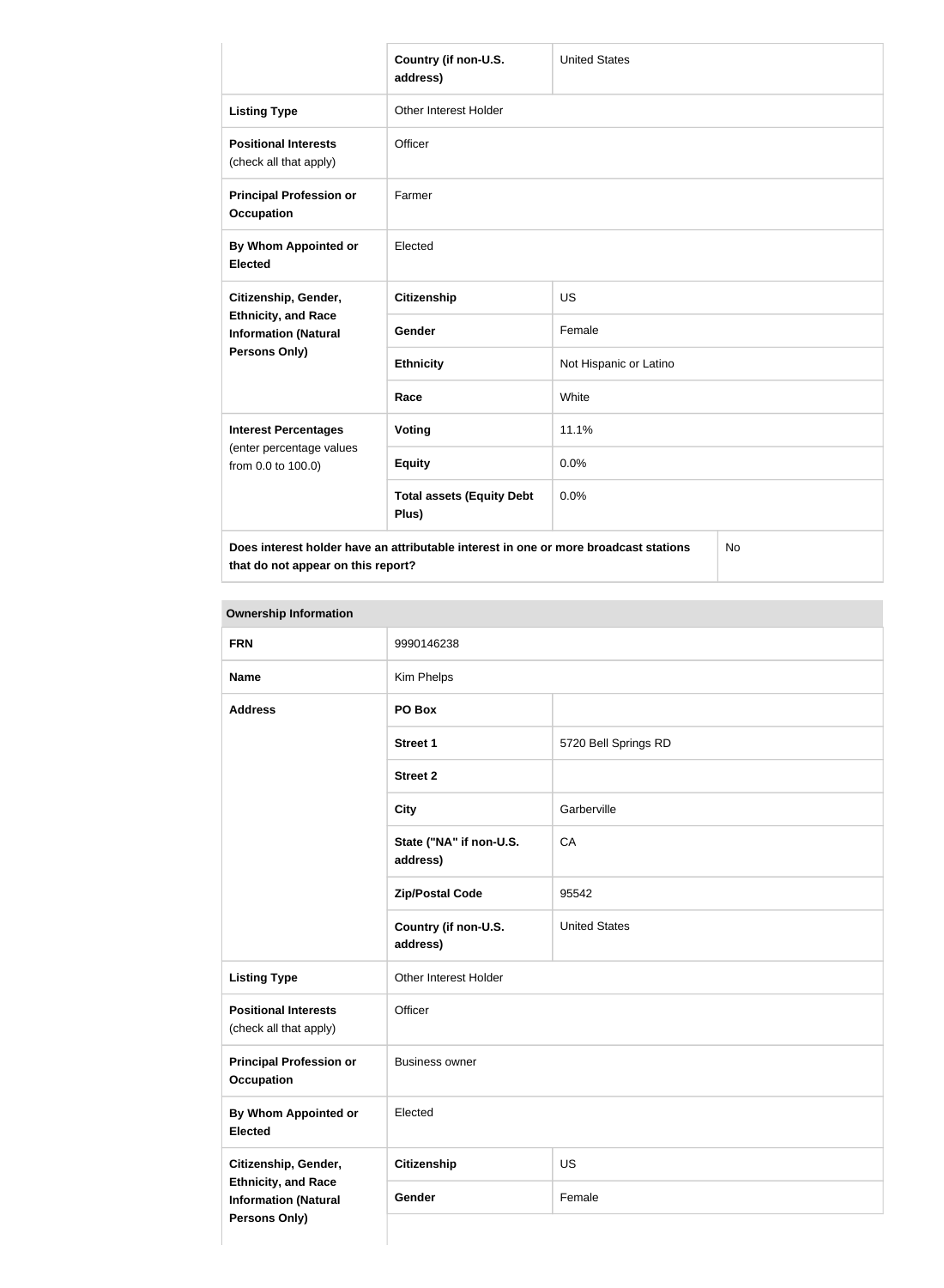| | Country (if non-U.S. address) | United States |
|---|---|---|
| **Listing Type** | Other Interest Holder | |
| **Positional Interests** (check all that apply) | Officer | |
| **Principal Profession or Occupation** | Farmer | |
| **By Whom Appointed or Elected** | Elected | |
| **Citizenship, Gender, Ethnicity, and Race Information (Natural Persons Only)** | **Citizenship** | US |
| | **Gender** | Female |
| | **Ethnicity** | Not Hispanic or Latino |
| | **Race** | White |
| **Interest Percentages** (enter percentage values from 0.0 to 100.0) | **Voting** | 11.1% |
| | **Equity** | 0.0% |
| | **Total assets (Equity Debt Plus)** | 0.0% |
| **Does interest holder have an attributable interest in one or more broadcast stations that do not appear on this report?** | | No |

| **Ownership Information** | | |
|---|---|---|
| **FRN** | 9990146238 | |
| **Name** | Kim Phelps | |
| **Address** | **PO Box** | |
| | **Street 1** | 5720 Bell Springs RD |
| | **Street 2** | |
| | **City** | Garberville |
| | **State ("NA" if non-U.S. address)** | CA |
| | **Zip/Postal Code** | 95542 |
| | **Country (if non-U.S. address)** | United States |
| **Listing Type** | Other Interest Holder | |
| **Positional Interests** (check all that apply) | Officer | |
| **Principal Profession or Occupation** | Business owner | |
| **By Whom Appointed or Elected** | Elected | |
| **Citizenship, Gender, Ethnicity, and Race Information (Natural Persons Only)** | **Citizenship** | US |
| | **Gender** | Female |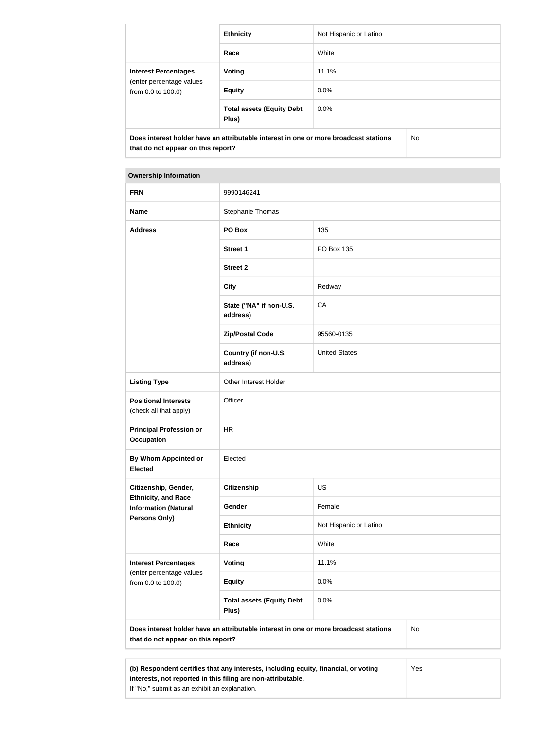| | | |
|---|---|---|
| | **Ethnicity** | Not Hispanic or Latino |
| | **Race** | White |
| **Interest Percentages** (enter percentage values from 0.0 to 100.0) | **Voting** | 11.1% |
| | **Equity** | 0.0% |
| | **Total assets (Equity Debt Plus)** | 0.0% |
| **Does interest holder have an attributable interest in one or more broadcast stations that do not appear on this report?** | | No |

| **Ownership Information** | | |
|---|---|---|
| **FRN** | 9990146241 | |
| **Name** | Stephanie Thomas | |
| **Address** | **PO Box** | 135 |
| | **Street 1** | PO Box 135 |
| | **Street 2** | |
| | **City** | Redway |
| | **State ("NA" if non-U.S. address)** | CA |
| | **Zip/Postal Code** | 95560-0135 |
| | **Country (if non-U.S. address)** | United States |
| **Listing Type** | Other Interest Holder | |
| **Positional Interests** (check all that apply) | Officer | |
| **Principal Profession or Occupation** | HR | |
| **By Whom Appointed or Elected** | Elected | |
| **Citizenship, Gender, Ethnicity, and Race Information (Natural Persons Only)** | **Citizenship** | US |
| | **Gender** | Female |
| | **Ethnicity** | Not Hispanic or Latino |
| | **Race** | White |
| **Interest Percentages** (enter percentage values from 0.0 to 100.0) | **Voting** | 11.1% |
| | **Equity** | 0.0% |
| | **Total assets (Equity Debt Plus)** | 0.0% |
| **Does interest holder have an attributable interest in one or more broadcast stations that do not appear on this report?** | | No |

| | |
|---|---|
| **(b) Respondent certifies that any interests, including equity, financial, or voting interests, not reported in this filing are non-attributable.** If "No," submit as an exhibit an explanation. | Yes |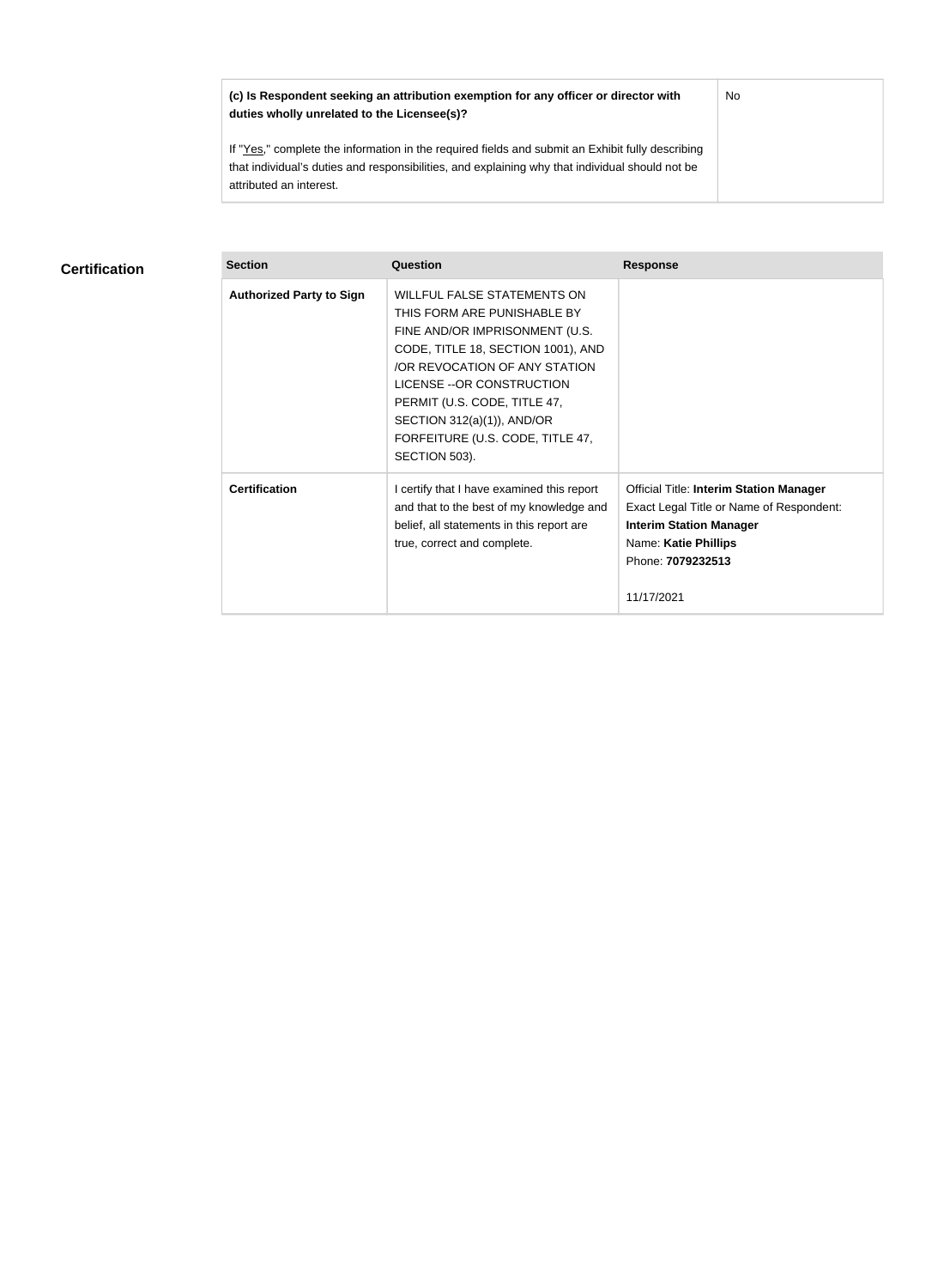| | |
|---|---|
| **(c) Is Respondent seeking an attribution exemption for any officer or director with duties wholly unrelated to the Licensee(s)?**<br><br>If "Yes," complete the information in the required fields and submit an Exhibit fully describing that individual's duties and responsibilities, and explaining why that individual should not be attributed an interest. | No |

## Certification

| Section | Question | Response |
|---|---|---|
| **Authorized Party to Sign** | WILLFUL FALSE STATEMENTS ON THIS FORM ARE PUNISHABLE BY FINE AND/OR IMPRISONMENT (U.S. CODE, TITLE 18, SECTION 1001), AND /OR REVOCATION OF ANY STATION LICENSE --OR CONSTRUCTION PERMIT (U.S. CODE, TITLE 47, SECTION 312(a)(1)), AND/OR FORFEITURE (U.S. CODE, TITLE 47, SECTION 503). | |
| **Certification** | I certify that I have examined this report and that to the best of my knowledge and belief, all statements in this report are true, correct and complete. | Official Title: **Interim Station Manager**<br>Exact Legal Title or Name of Respondent: **Interim Station Manager**<br>Name: **Katie Phillips**<br>Phone: **7079232513**<br><br>11/17/2021 |